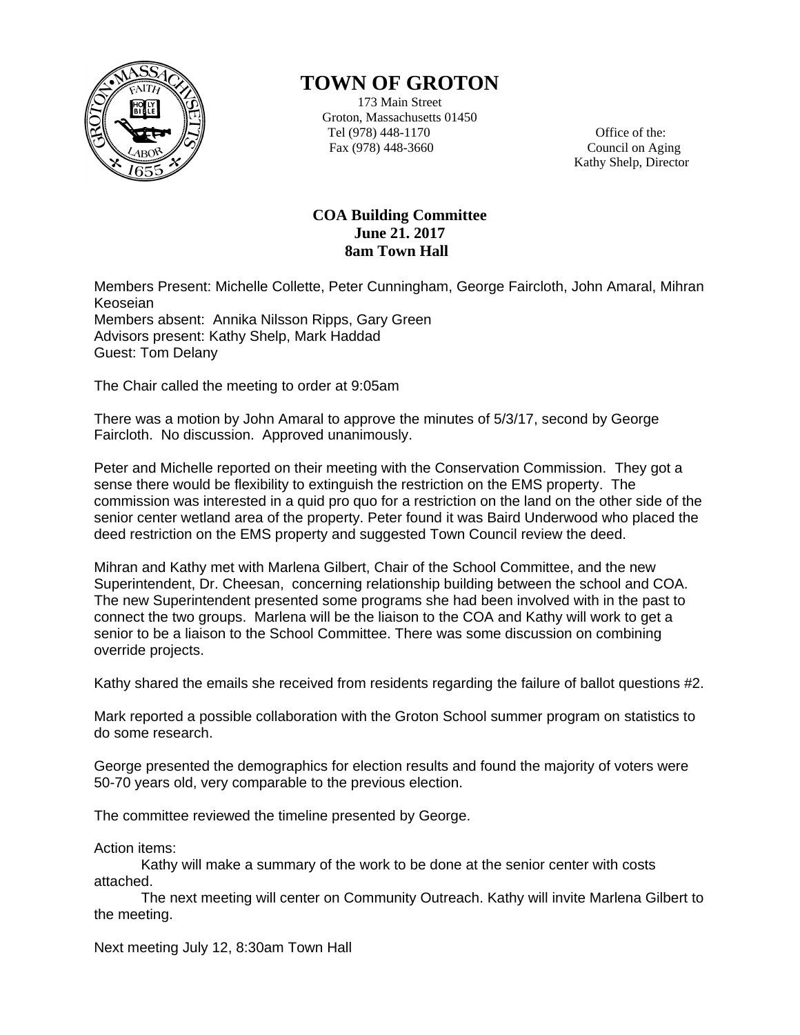# TOWN OF GROTON

173 Main Street
Groton, Massachusetts 01450
Tel (978) 448-1170
Fax (978) 448-3660

Office of the:
Council on Aging
Kathy Shelp, Director

**COA Building Committee**
**June 21. 2017**
**8am Town Hall**

Members Present: Michelle Collette, Peter Cunningham, George Faircloth, John Amaral, Mihran Keoseian
Members absent: Annika Nilsson Ripps, Gary Green
Advisors present: Kathy Shelp, Mark Haddad
Guest: Tom Delany

The Chair called the meeting to order at 9:05am

There was a motion by John Amaral to approve the minutes of 5/3/17, second by George Faircloth. No discussion. Approved unanimously.

Peter and Michelle reported on their meeting with the Conservation Commission. They got a sense there would be flexibility to extinguish the restriction on the EMS property. The commission was interested in a quid pro quo for a restriction on the land on the other side of the senior center wetland area of the property. Peter found it was Baird Underwood who placed the deed restriction on the EMS property and suggested Town Council review the deed.

Mihran and Kathy met with Marlena Gilbert, Chair of the School Committee, and the new Superintendent, Dr. Cheesan, concerning relationship building between the school and COA. The new Superintendent presented some programs she had been involved with in the past to connect the two groups. Marlena will be the liaison to the COA and Kathy will work to get a senior to be a liaison to the School Committee. There was some discussion on combining override projects.

Kathy shared the emails she received from residents regarding the failure of ballot questions #2.

Mark reported a possible collaboration with the Groton School summer program on statistics to do some research.

George presented the demographics for election results and found the majority of voters were 50-70 years old, very comparable to the previous election.

The committee reviewed the timeline presented by George.

Action items:

Kathy will make a summary of the work to be done at the senior center with costs attached.

The next meeting will center on Community Outreach. Kathy will invite Marlena Gilbert to the meeting.

Next meeting July 12, 8:30am Town Hall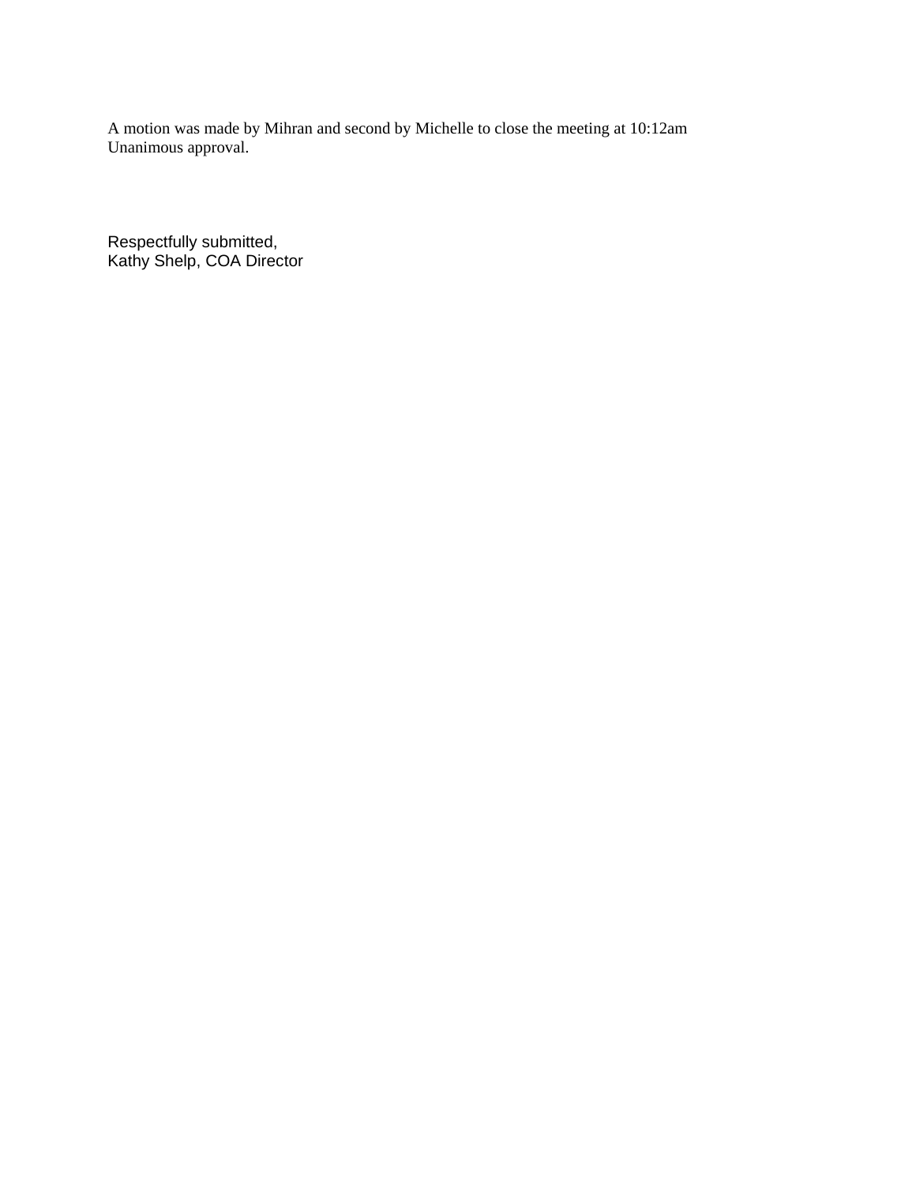A motion was made by Mihran and second by Michelle to close the meeting at 10:12am
Unanimous approval.

Respectfully submitted,
Kathy Shelp, COA Director